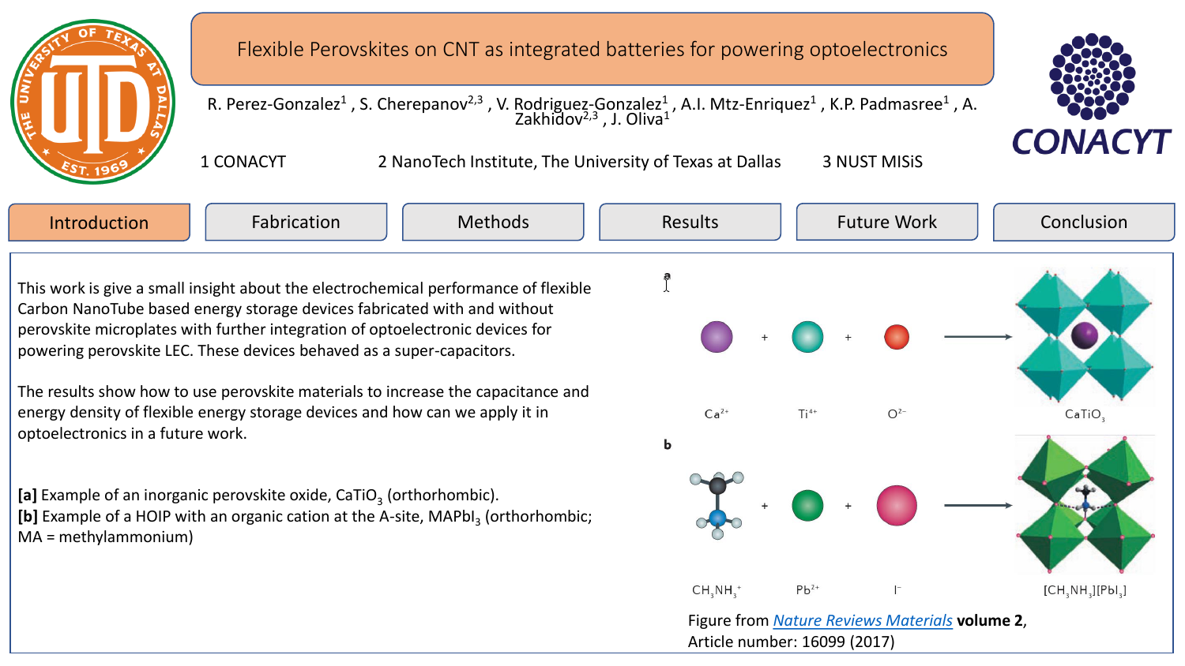# Flexible Perovskites on CNT as integrated batteries for powering optoelectronics

R. Perez-Gonzalez[1] , S. Cherepanov[2,3] , V. Rodriguez-Gonzalez[1] , A.I. Mtz-Enriquez[1] , K.P. Padmasree[1] , A. Zakhidov[2,3] , J. Oliva[1]

1 CONACYT     2 NanoTech Institute, The University of Texas at Dallas     3 NUST MISiS

Introduction | Fabrication | Methods | Results | Future Work | Conclusion

This work is give a small insight about the electrochemical performance of flexible Carbon NanoTube based energy storage devices fabricated with and without perovskite microplates with further integration of optoelectronic devices for powering perovskite LEC. These devices behaved as a super-capacitors.

The results show how to use perovskite materials to increase the capacitance and energy density of flexible energy storage devices and how can we apply it in optoelectronics in a future work.

**[a]** Example of an inorganic perovskite oxide, $CaTiO_3$ (orthorhombic).
**[b]** Example of a HOIP with an organic cation at the A-site, $MAPbI_3$ (orthorhombic; MA = methylammonium)

a

$Ca^{2+}$ + $Ti^{4+}$ + $O^{2-}$ → $CaTiO_3$

b

$CH_3NH_3^+$ + $Pb^{2+}$ + $I^-$ → $[CH_3NH_3][PbI_3]$

Figure from *Nature Reviews Materials* **volume 2**, Article number: 16099 (2017)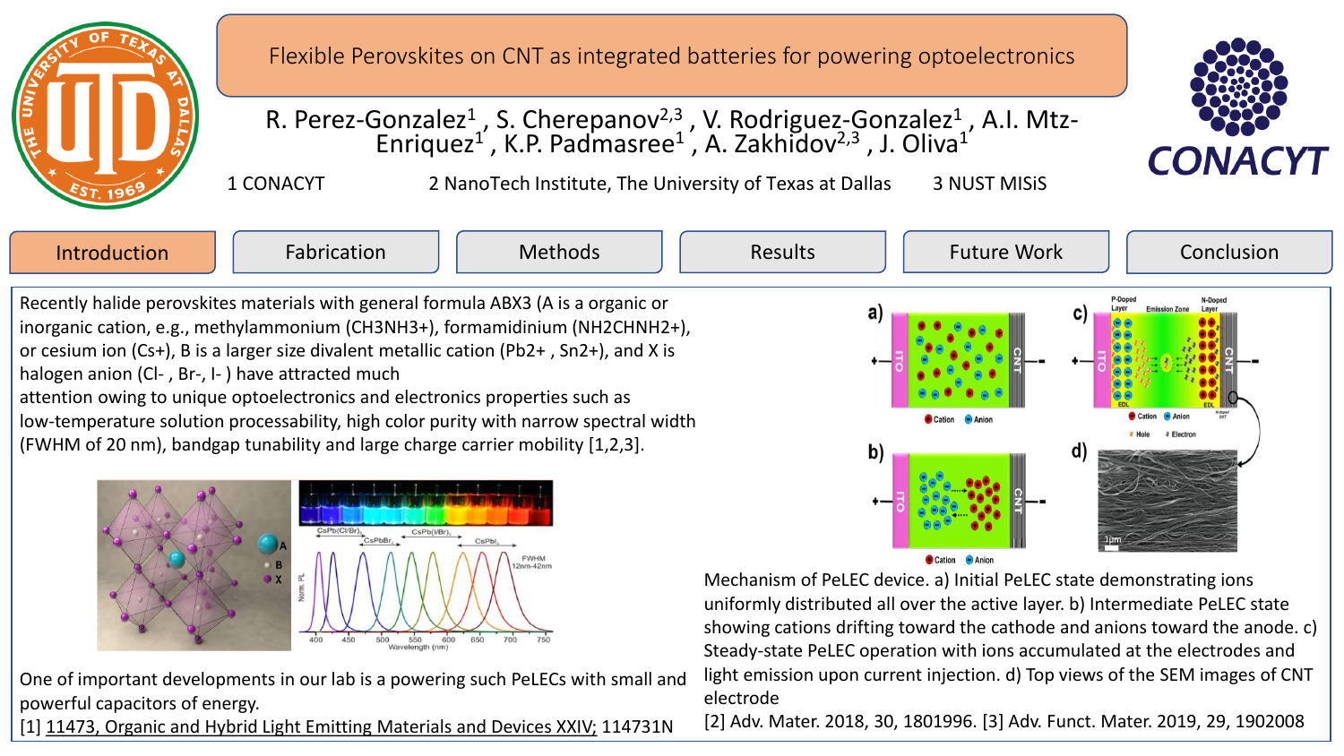# Flexible Perovskites on CNT as integrated batteries for powering optoelectronics

R. Perez-Gonzalez[1], S. Cherepanov[2,3], V. Rodriguez-Gonzalez[1], A.I. Mtz-Enriquez[1], K.P. Padmasree[1], A. Zakhidov[2,3], J. Oliva[1]

1 CONACYT 2 NanoTech Institute, The University of Texas at Dallas 3 NUST MISiS

Introduction | Fabrication | Methods | Results | Future Work | Conclusion

## Introduction

Recently halide perovskites materials with general formula ABX3 (A is a organic or inorganic cation, e.g., methylammonium ($CH_3NH_3^+$), formamidinium ($NH_2CHNH_2^+$), or cesium ion ($Cs^+$), B is a larger size divalent metallic cation ($Pb^{2+}$, $Sn^{2+}$), and X is halogen anion ($Cl^-$, $Br^-$, $I^-$) have attracted much attention owing to unique optoelectronics and electronics properties such as low-temperature solution processability, high color purity with narrow spectral width (FWHM of 20 nm), bandgap tunability and large charge carrier mobility [1,2,3].

One of important developments in our lab is a powering such PeLECs with small and powerful capacitors of energy.

[1] 11473, Organic and Hybrid Light Emitting Materials and Devices XXIV; 114731N

Mechanism of PeLEC device. a) Initial PeLEC state demonstrating ions uniformly distributed all over the active layer. b) Intermediate PeLEC state showing cations drifting toward the cathode and anions toward the anode. c) Steady-state PeLEC operation with ions accumulated at the electrodes and light emission upon current injection. d) Top views of the SEM images of CNT electrode

[2] Adv. Mater. 2018, 30, 1801996. [3] Adv. Funct. Mater. 2019, 29, 1902008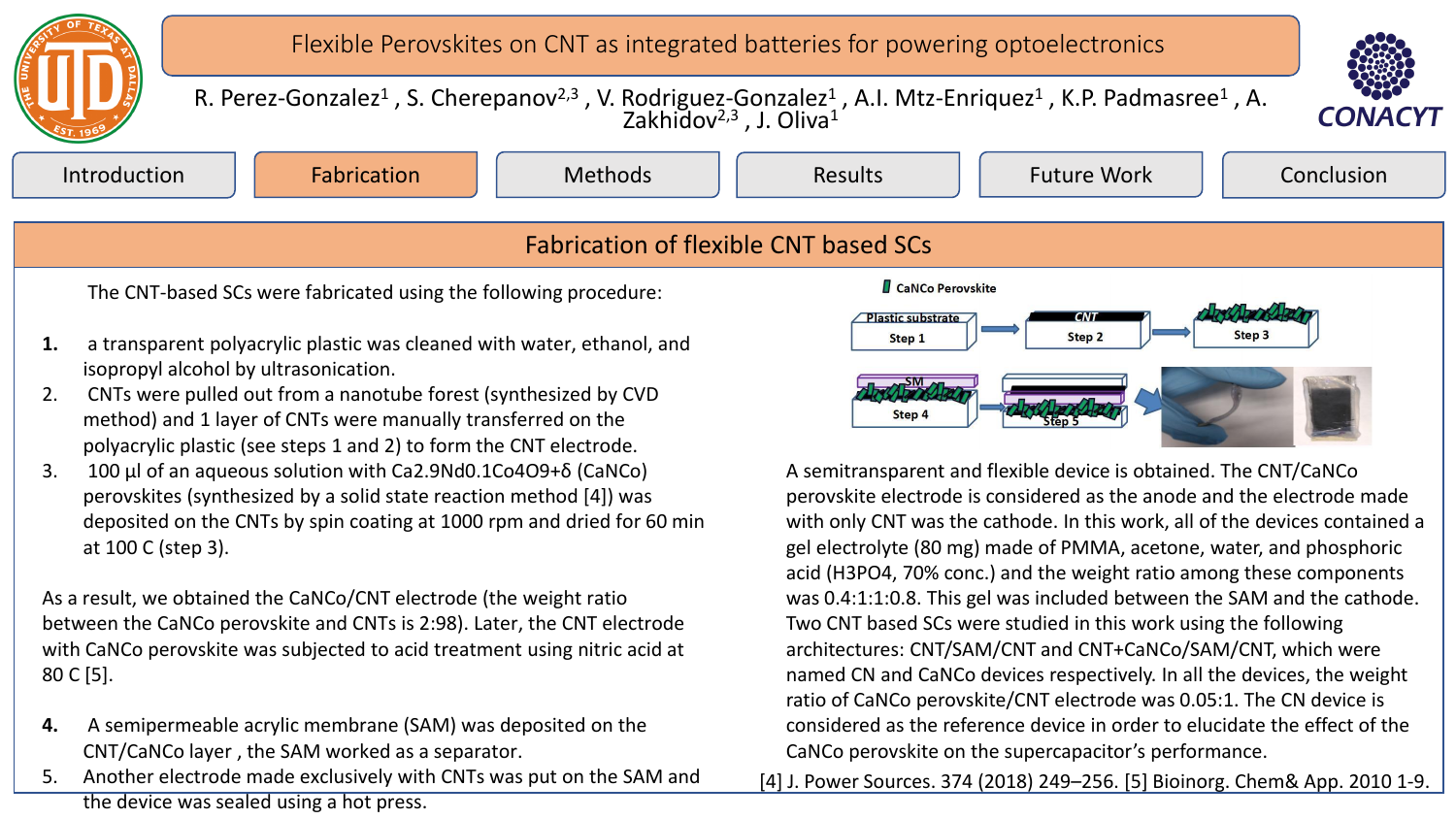# Flexible Perovskites on CNT as integrated batteries for powering optoelectronics

R. Perez-Gonzalez[1] , S. Cherepanov[2,3] , V. Rodriguez-Gonzalez[1] , A.I. Mtz-Enriquez[1] , K.P. Padmasree[1] , A. Zakhidov[2,3] , J. Oliva[1]

Introduction | Fabrication | Methods | Results | Future Work | Conclusion

## Fabrication of flexible CNT based SCs

The CNT-based SCs were fabricated using the following procedure:

1. a transparent polyacrylic plastic was cleaned with water, ethanol, and isopropyl alcohol by ultrasonication.
2. CNTs were pulled out from a nanotube forest (synthesized by CVD method) and 1 layer of CNTs were manually transferred on the polyacrylic plastic (see steps 1 and 2) to form the CNT electrode.
3. 100 µl of an aqueous solution with $Ca_{2.9}Nd_{0.1}Co_4O_{9+\delta}$ (CaNCo) perovskites (synthesized by a solid state reaction method [4]) was deposited on the CNTs by spin coating at 1000 rpm and dried for 60 min at 100 C (step 3).

As a result, we obtained the CaNCo/CNT electrode (the weight ratio between the CaNCo perovskite and CNTs is 2:98). Later, the CNT electrode with CaNCo perovskite was subjected to acid treatment using nitric acid at 80 C [5].

4. A semipermeable acrylic membrane (SAM) was deposited on the CNT/CaNCo layer , the SAM worked as a separator.
5. Another electrode made exclusively with CNTs was put on the SAM and the device was sealed using a hot press.

CaNCo Perovskite

Plastic substrate — Step 1 → CNT — Step 2 → Step 3

SM — Step 4 → Step 5

A semitransparent and flexible device is obtained. The CNT/CaNCo perovskite electrode is considered as the anode and the electrode made with only CNT was the cathode. In this work, all of the devices contained a gel electrolyte (80 mg) made of PMMA, acetone, water, and phosphoric acid ($H_3PO_4$, 70% conc.) and the weight ratio among these components was 0.4:1:1:0.8. This gel was included between the SAM and the cathode. Two CNT based SCs were studied in this work using the following architectures: CNT/SAM/CNT and CNT+CaNCo/SAM/CNT, which were named CN and CaNCo devices respectively. In all the devices, the weight ratio of CaNCo perovskite/CNT electrode was 0.05:1. The CN device is considered as the reference device in order to elucidate the effect of the CaNCo perovskite on the supercapacitor's performance.

[4] J. Power Sources. 374 (2018) 249–256. [5] Bioinorg. Chem& App. 2010 1-9.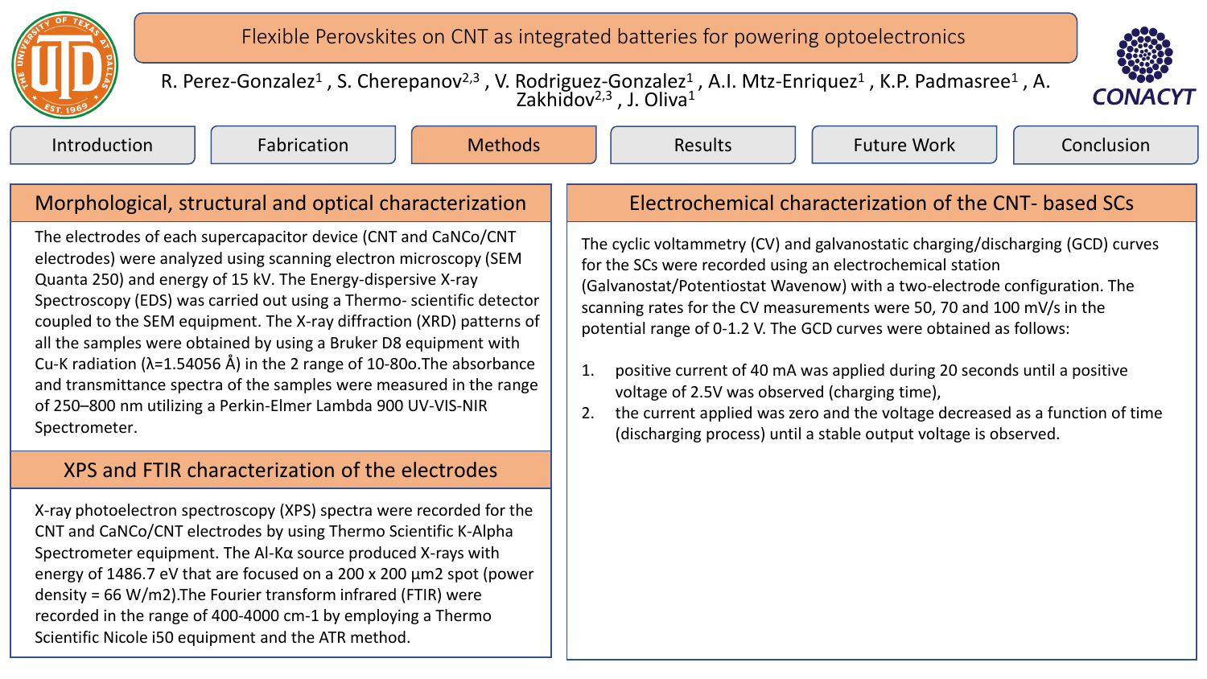# Flexible Perovskites on CNT as integrated batteries for powering optoelectronics

R. Perez-Gonzalez[1] , S. Cherepanov[2,3] , V. Rodriguez-Gonzalez[1] , A.I. Mtz-Enriquez[1] , K.P. Padmasree[1] , A. Zakhidov[2,3] , J. Oliva[1]

Introduction | Fabrication | Methods | Results | Future Work | Conclusion

## Morphological, structural and optical characterization

The electrodes of each supercapacitor device (CNT and CaNCo/CNT electrodes) were analyzed using scanning electron microscopy (SEM Quanta 250) and energy of 15 kV. The Energy-dispersive X-ray Spectroscopy (EDS) was carried out using a Thermo- scientific detector coupled to the SEM equipment. The X-ray diffraction (XRD) patterns of all the samples were obtained by using a Bruker D8 equipment with Cu-K radiation (λ=1.54056 Å) in the 2 range of 10-80o.The absorbance and transmittance spectra of the samples were measured in the range of 250–800 nm utilizing a Perkin-Elmer Lambda 900 UV-VIS-NIR Spectrometer.

## XPS and FTIR characterization of the electrodes

X-ray photoelectron spectroscopy (XPS) spectra were recorded for the CNT and CaNCo/CNT electrodes by using Thermo Scientific K-Alpha Spectrometer equipment. The Al-Kα source produced X-rays with energy of 1486.7 eV that are focused on a 200 x 200 µm2 spot (power density = 66 W/m2).The Fourier transform infrared (FTIR) were recorded in the range of 400-4000 cm-1 by employing a Thermo Scientific Nicole i50 equipment and the ATR method.

## Electrochemical characterization of the CNT- based SCs

The cyclic voltammetry (CV) and galvanostatic charging/discharging (GCD) curves for the SCs were recorded using an electrochemical station (Galvanostat/Potentiostat Wavenow) with a two-electrode configuration. The scanning rates for the CV measurements were 50, 70 and 100 mV/s in the potential range of 0-1.2 V. The GCD curves were obtained as follows:

1. positive current of 40 mA was applied during 20 seconds until a positive voltage of 2.5V was observed (charging time),
2. the current applied was zero and the voltage decreased as a function of time (discharging process) until a stable output voltage is observed.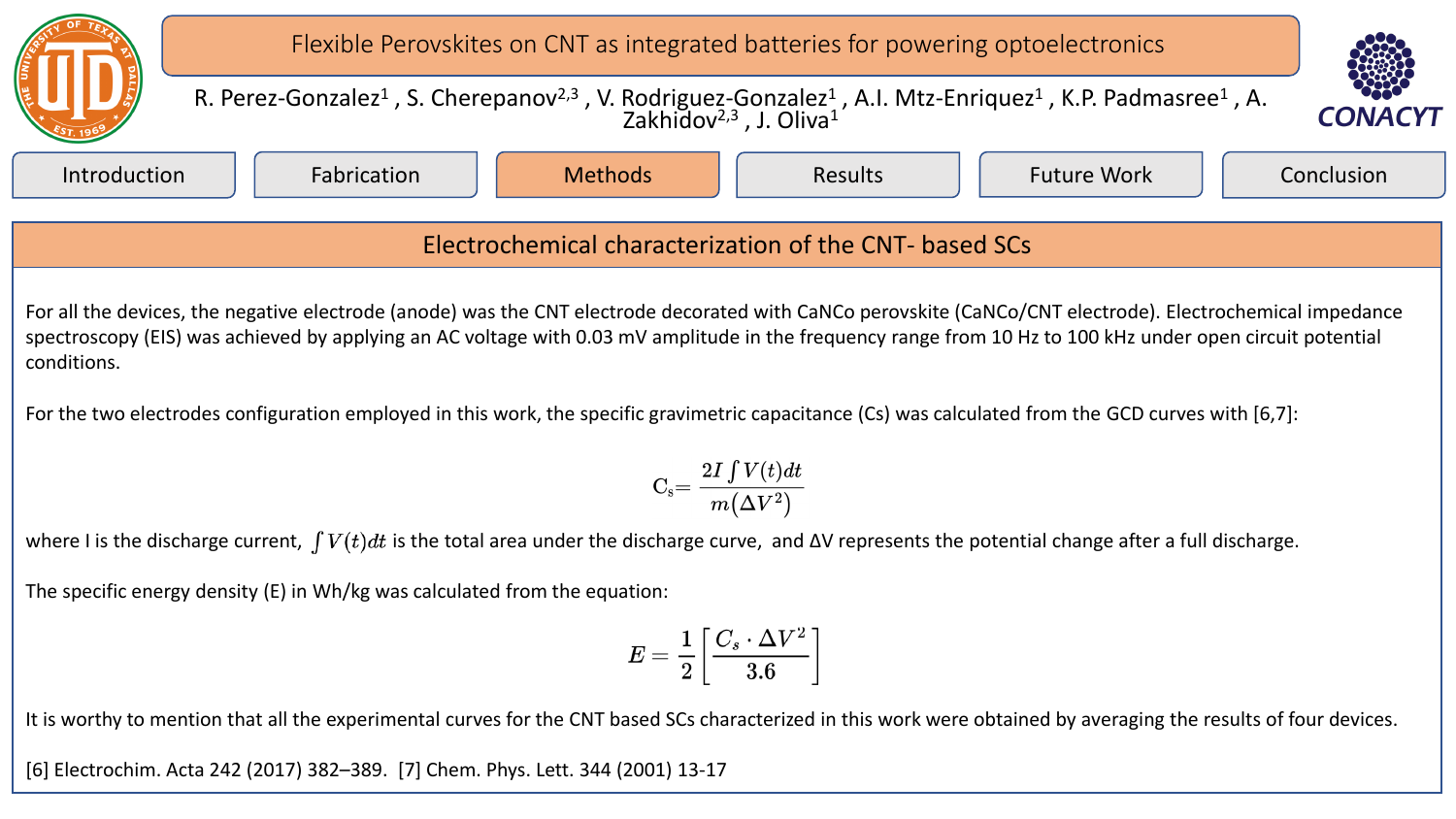# Flexible Perovskites on CNT as integrated batteries for powering optoelectronics

R. Perez-Gonzalez[1], S. Cherepanov[2,3], V. Rodriguez-Gonzalez[1], A.I. Mtz-Enriquez[1], K.P. Padmasree[1], A. Zakhidov[2,3], J. Oliva[1]

Introduction | Fabrication | Methods | Results | Future Work | Conclusion

## Electrochemical characterization of the CNT- based SCs

For all the devices, the negative electrode (anode) was the CNT electrode decorated with CaNCo perovskite (CaNCo/CNT electrode). Electrochemical impedance spectroscopy (EIS) was achieved by applying an AC voltage with 0.03 mV amplitude in the frequency range from 10 Hz to 100 kHz under open circuit potential conditions.

For the two electrodes configuration employed in this work, the specific gravimetric capacitance (Cs) was calculated from the GCD curves with [6,7]:

$$\mathrm{C_s} = \frac{2I\int V(t)dt}{m(\Delta V^2)}$$

where I is the discharge current, $\int V(t)dt$ is the total area under the discharge curve, and ΔV represents the potential change after a full discharge.

The specific energy density (E) in Wh/kg was calculated from the equation:

$$E = \frac{1}{2}\left[\frac{C_s \cdot \Delta V^2}{3.6}\right]$$

It is worthy to mention that all the experimental curves for the CNT based SCs characterized in this work were obtained by averaging the results of four devices.

[6] Electrochim. Acta 242 (2017) 382–389. [7] Chem. Phys. Lett. 344 (2001) 13-17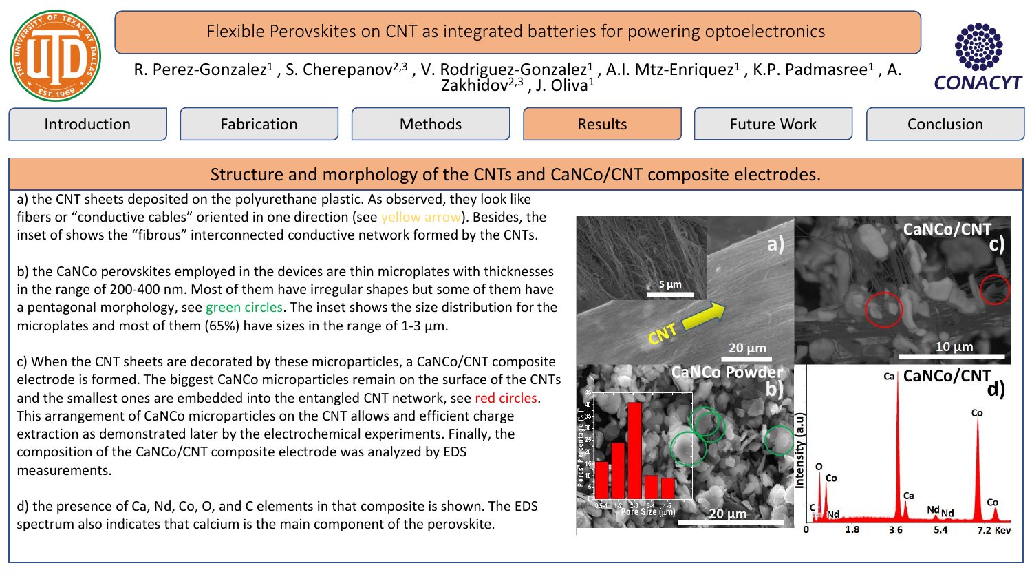# Flexible Perovskites on CNT as integrated batteries for powering optoelectronics

R. Perez-Gonzalez[1] , S. Cherepanov[2,3] , V. Rodriguez-Gonzalez[1] , A.I. Mtz-Enriquez[1] , K.P. Padmasree[1] , A. Zakhidov[2,3] , J. Oliva[1]

Introduction | Fabrication | Methods | Results | Future Work | Conclusion

## Structure and morphology of the CNTs and CaNCo/CNT composite electrodes.

a) the CNT sheets deposited on the polyurethane plastic. As observed, they look like fibers or "conductive cables" oriented in one direction (see yellow arrow). Besides, the inset of shows the "fibrous" interconnected conductive network formed by the CNTs.

b) the CaNCo perovskites employed in the devices are thin microplates with thicknesses in the range of 200-400 nm. Most of them have irregular shapes but some of them have a pentagonal morphology, see green circles. The inset shows the size distribution for the microplates and most of them (65%) have sizes in the range of 1-3 µm.

c) When the CNT sheets are decorated by these microparticles, a CaNCo/CNT composite electrode is formed. The biggest CaNCo microparticles remain on the surface of the CNTs and the smallest ones are embedded into the entangled CNT network, see red circles. This arrangement of CaNCo microparticles on the CNT allows and efficient charge extraction as demonstrated later by the electrochemical experiments. Finally, the composition of the CaNCo/CNT composite electrode was analyzed by EDS measurements.

d) the presence of Ca, Nd, Co, O, and C elements in that composite is shown. The EDS spectrum also indicates that calcium is the main component of the perovskite.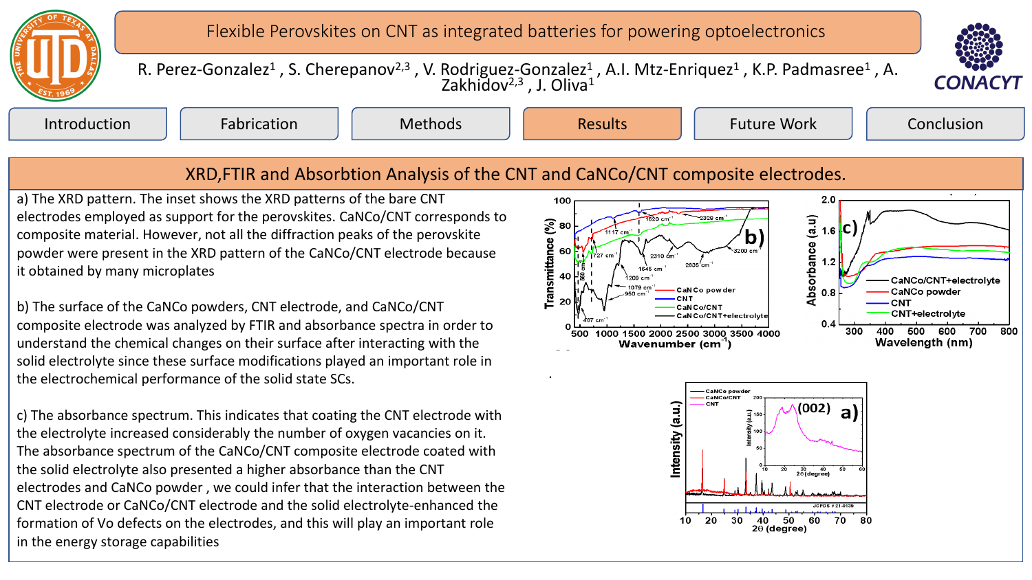# Flexible Perovskites on CNT as integrated batteries for powering optoelectronics

R. Perez-Gonzalez[1], S. Cherepanov[2,3], V. Rodriguez-Gonzalez[1], A.I. Mtz-Enriquez[1], K.P. Padmasree[1], A. Zakhidov[2,3], J. Oliva[1]

Introduction | Fabrication | Methods | Results | Future Work | Conclusion

## XRD,FTIR and Absorbtion Analysis of the CNT and CaNCo/CNT composite electrodes.

a) The XRD pattern. The inset shows the XRD patterns of the bare CNT electrodes employed as support for the perovskites. CaNCo/CNT corresponds to composite material. However, not all the diffraction peaks of the perovskite powder were present in the XRD pattern of the CaNCo/CNT electrode because it obtained by many microplates

b) The surface of the CaNCo powders, CNT electrode, and CaNCo/CNT composite electrode was analyzed by FTIR and absorbance spectra in order to understand the chemical changes on their surface after interacting with the solid electrolyte since these surface modifications played an important role in the electrochemical performance of the solid state SCs.

c) The absorbance spectrum. This indicates that coating the CNT electrode with the electrolyte increased considerably the number of oxygen vacancies on it. The absorbance spectrum of the CaNCo/CNT composite electrode coated with the solid electrolyte also presented a higher absorbance than the CNT electrodes and CaNCo powder , we could infer that the interaction between the CNT electrode or CaNCo/CNT electrode and the solid electrolyte-enhanced the formation of Vo defects on the electrodes, and this will play an important role in the energy storage capabilities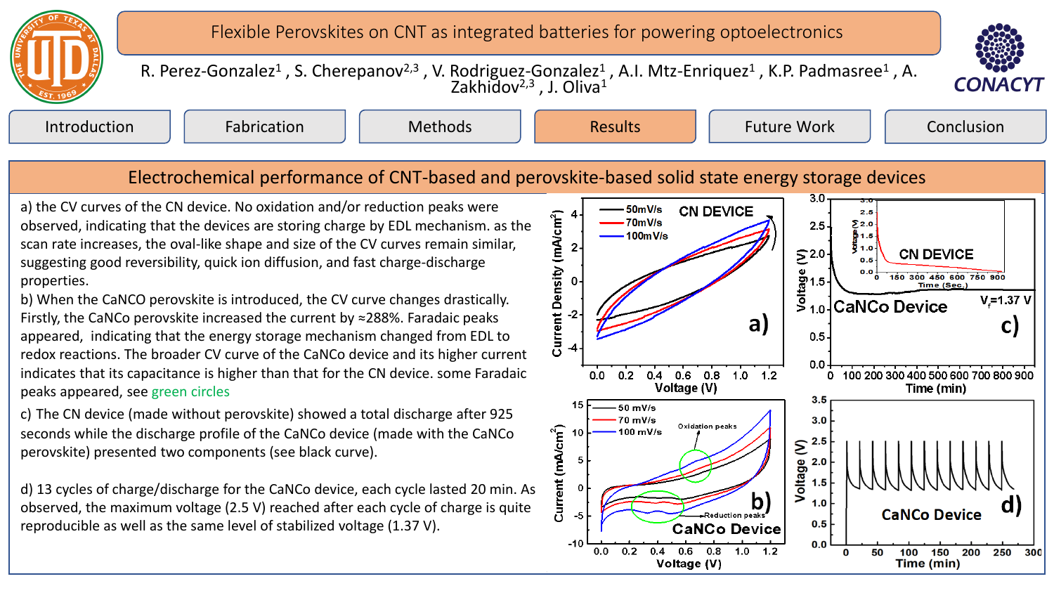# Flexible Perovskites on CNT as integrated batteries for powering optoelectronics

R. Perez-Gonzalez[1] , S. Cherepanov[2,3] , V. Rodriguez-Gonzalez[1] , A.I. Mtz-Enriquez[1] , K.P. Padmasree[1] , A. Zakhidov[2,3] , J. Oliva[1]

Introduction | Fabrication | Methods | Results | Future Work | Conclusion

## Electrochemical performance of CNT-based and perovskite-based solid state energy storage devices

a) the CV curves of the CN device. No oxidation and/or reduction peaks were observed, indicating that the devices are storing charge by EDL mechanism. as the scan rate increases, the oval-like shape and size of the CV curves remain similar, suggesting good reversibility, quick ion diffusion, and fast charge-discharge properties.

b) When the CaNCO perovskite is introduced, the CV curve changes drastically. Firstly, the CaNCo perovskite increased the current by ≈288%. Faradaic peaks appeared, indicating that the energy storage mechanism changed from EDL to redox reactions. The broader CV curve of the CaNCo device and its higher current indicates that its capacitance is higher than that for the CN device. some Faradaic peaks appeared, see green circles

c) The CN device (made without perovskite) showed a total discharge after 925 seconds while the discharge profile of the CaNCo device (made with the CaNCo perovskite) presented two components (see black curve).

d) 13 cycles of charge/discharge for the CaNCo device, each cycle lasted 20 min. As observed, the maximum voltage (2.5 V) reached after each cycle of charge is quite reproducible as well as the same level of stabilized voltage (1.37 V).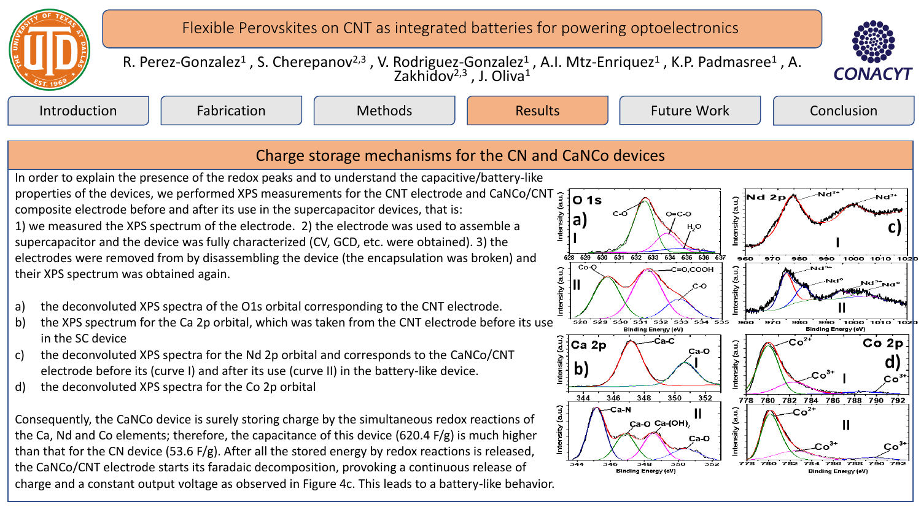# Flexible Perovskites on CNT as integrated batteries for powering optoelectronics

R. Perez-Gonzalez[1], S. Cherepanov[2,3], V. Rodriguez-Gonzalez[1], A.I. Mtz-Enriquez[1], K.P. Padmasree[1], A. Zakhidov[2,3], J. Oliva[1]

Introduction | Fabrication | Methods | Results | Future Work | Conclusion

## Charge storage mechanisms for the CN and CaNCo devices

In order to explain the presence of the redox peaks and to understand the capacitive/battery-like properties of the devices, we performed XPS measurements for the CNT electrode and CaNCo/CNT composite electrode before and after its use in the supercapacitor devices, that is:
1) we measured the XPS spectrum of the electrode. 2) the electrode was used to assemble a supercapacitor and the device was fully characterized (CV, GCD, etc. were obtained). 3) the electrodes were removed from by disassembling the device (the encapsulation was broken) and their XPS spectrum was obtained again.

a) the deconvoluted XPS spectra of the O1s orbital corresponding to the CNT electrode.
b) the XPS spectrum for the Ca 2p orbital, which was taken from the CNT electrode before its use in the SC device
c) the deconvoluted XPS spectra for the Nd 2p orbital and corresponds to the CaNCo/CNT electrode before its (curve I) and after its use (curve II) in the battery-like device.
d) the deconvoluted XPS spectra for the Co 2p orbital

Consequently, the CaNCo device is surely storing charge by the simultaneous redox reactions of the Ca, Nd and Co elements; therefore, the capacitance of this device (620.4 F/g) is much higher than that for the CN device (53.6 F/g). After all the stored energy by redox reactions is released, the CaNCo/CNT electrode starts its faradaic decomposition, provoking a continuous release of charge and a constant output voltage as observed in Figure 4c. This leads to a battery-like behavior.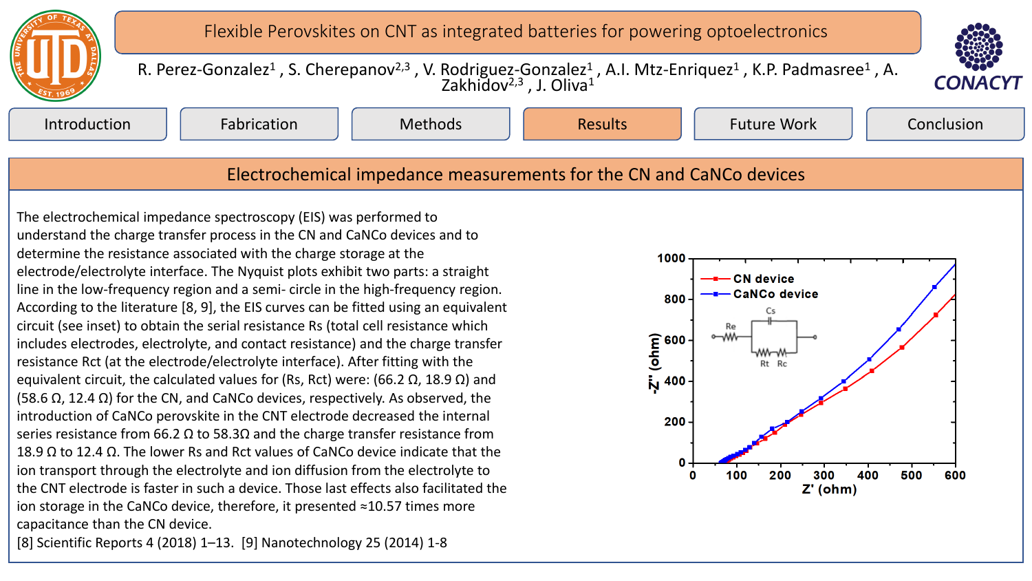# Flexible Perovskites on CNT as integrated batteries for powering optoelectronics

R. Perez-Gonzalez[1] , S. Cherepanov[2,3] , V. Rodriguez-Gonzalez[1] , A.I. Mtz-Enriquez[1] , K.P. Padmasree[1] , A. Zakhidov[2,3] , J. Oliva[1]

Introduction | Fabrication | Methods | Results | Future Work | Conclusion

## Electrochemical impedance measurements for the CN and CaNCo devices

The electrochemical impedance spectroscopy (EIS) was performed to understand the charge transfer process in the CN and CaNCo devices and to determine the resistance associated with the charge storage at the electrode/electrolyte interface. The Nyquist plots exhibit two parts: a straight line in the low-frequency region and a semi- circle in the high-frequency region. According to the literature [8, 9], the EIS curves can be fitted using an equivalent circuit (see inset) to obtain the serial resistance Rs (total cell resistance which includes electrodes, electrolyte, and contact resistance) and the charge transfer resistance Rct (at the electrode/electrolyte interface). After fitting with the equivalent circuit, the calculated values for (Rs, Rct) were: (66.2 Ω, 18.9 Ω) and (58.6 Ω, 12.4 Ω) for the CN, and CaNCo devices, respectively. As observed, the introduction of CaNCo perovskite in the CNT electrode decreased the internal series resistance from 66.2 Ω to 58.3Ω and the charge transfer resistance from 18.9 Ω to 12.4 Ω. The lower Rs and Rct values of CaNCo device indicate that the ion transport through the electrolyte and ion diffusion from the electrolyte to the CNT electrode is faster in such a device. Those last effects also facilitated the ion storage in the CaNCo device, therefore, it presented ≈10.57 times more capacitance than the CN device.

[8] Scientific Reports 4 (2018) 1–13. [9] Nanotechnology 25 (2014) 1-8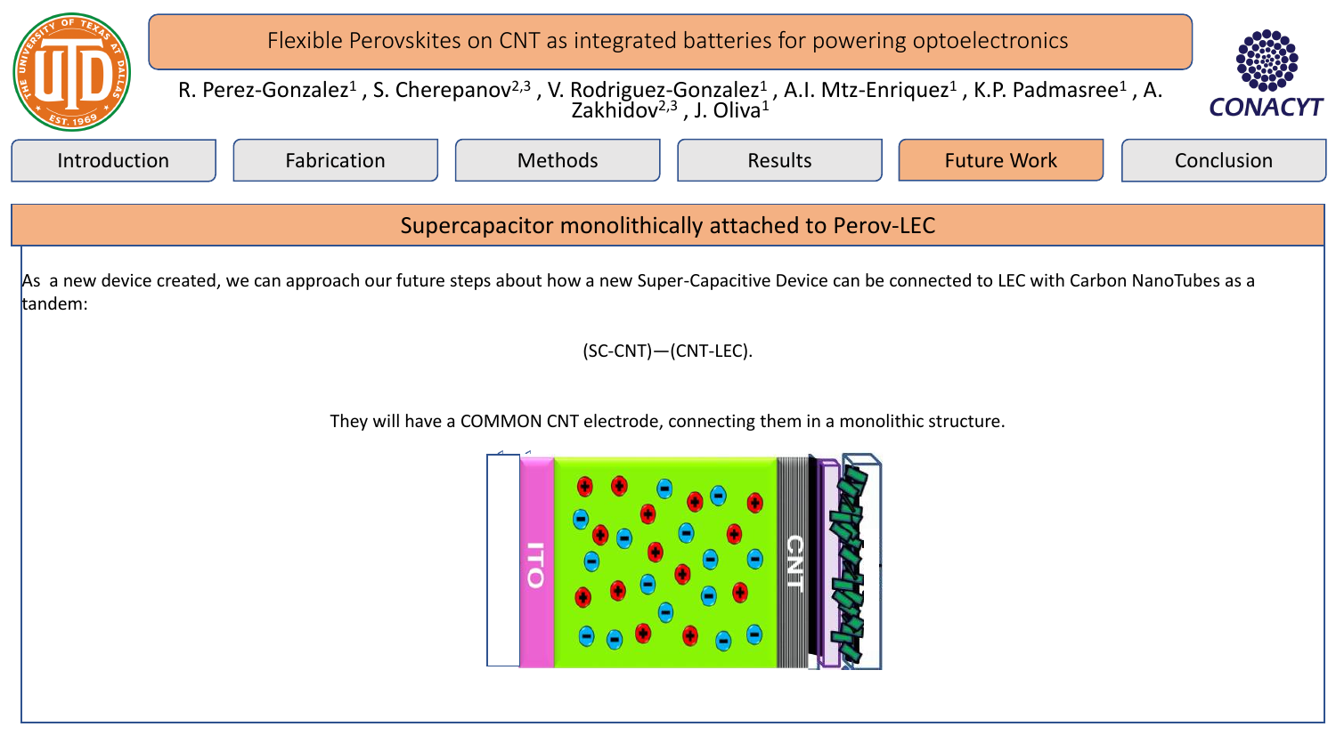# Flexible Perovskites on CNT as integrated batteries for powering optoelectronics

R. Perez-Gonzalez[1] , S. Cherepanov[2,3] , V. Rodriguez-Gonzalez[1] , A.I. Mtz-Enriquez[1] , K.P. Padmasree[1] , A. Zakhidov[2,3] , J. Oliva[1]

Introduction | Fabrication | Methods | Results | Future Work | Conclusion

## Supercapacitor monolithically attached to Perov-LEC

As a new device created, we can approach our future steps about how a new Super-Capacitive Device can be connected to LEC with Carbon NanoTubes as a tandem:

(SC-CNT)—(CNT-LEC).

They will have a COMMON CNT electrode, connecting them in a monolithic structure.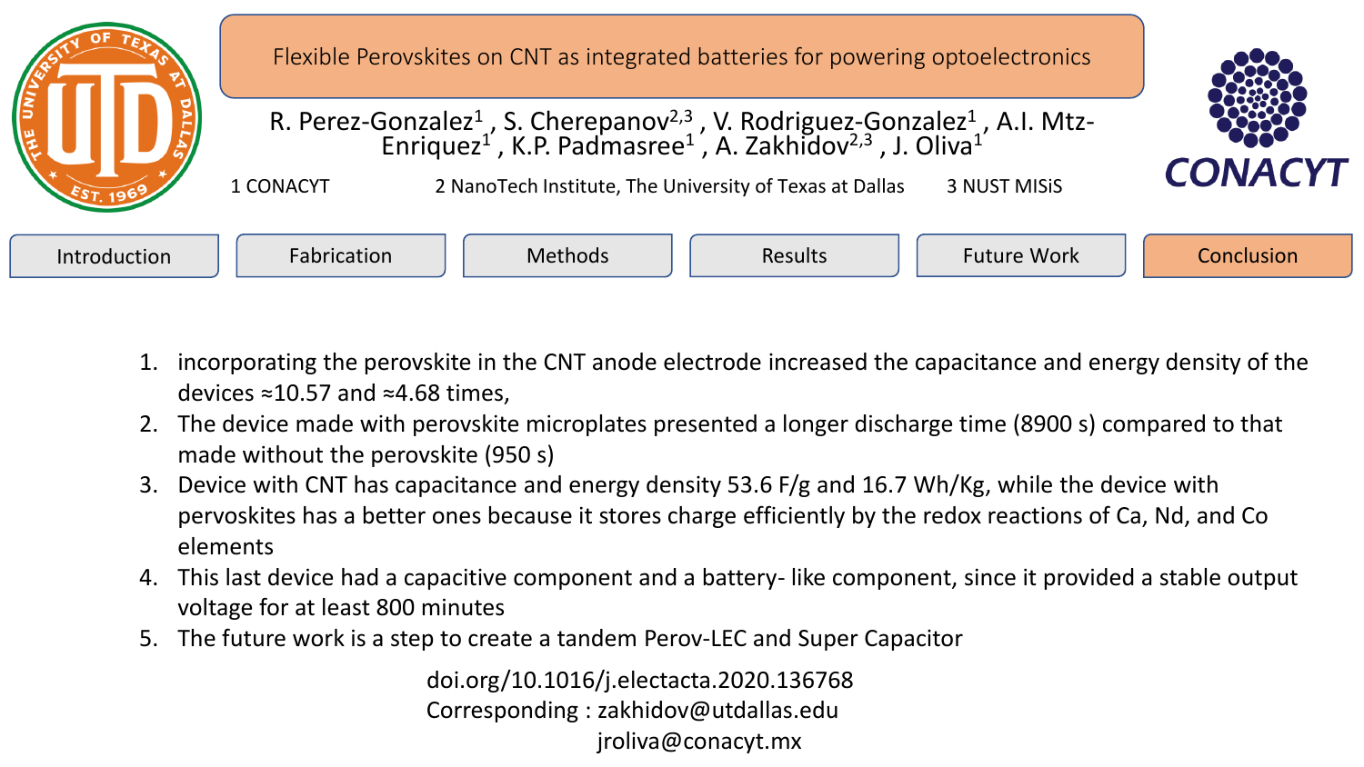# Flexible Perovskites on CNT as integrated batteries for powering optoelectronics

R. Perez-Gonzalez[1] , S. Cherepanov[2,3] , V. Rodriguez-Gonzalez[1] , A.I. Mtz-Enriquez[1] , K.P. Padmasree[1] , A. Zakhidov[2,3] , J. Oliva[1]

1 CONACYT 2 NanoTech Institute, The University of Texas at Dallas 3 NUST MISiS

Introduction | Fabrication | Methods | Results | Future Work | Conclusion

1. incorporating the perovskite in the CNT anode electrode increased the capacitance and energy density of the devices ≈10.57 and ≈4.68 times,
2. The device made with perovskite microplates presented a longer discharge time (8900 s) compared to that made without the perovskite (950 s)
3. Device with CNT has capacitance and energy density 53.6 F/g and 16.7 Wh/Kg, while the device with pervoskites has a better ones because it stores charge efficiently by the redox reactions of Ca, Nd, and Co elements
4. This last device had a capacitive component and a battery- like component, since it provided a stable output voltage for at least 800 minutes
5. The future work is a step to create a tandem Perov-LEC and Super Capacitor

doi.org/10.1016/j.electacta.2020.136768
Corresponding : zakhidov@utdallas.edu
jroliva@conacyt.mx